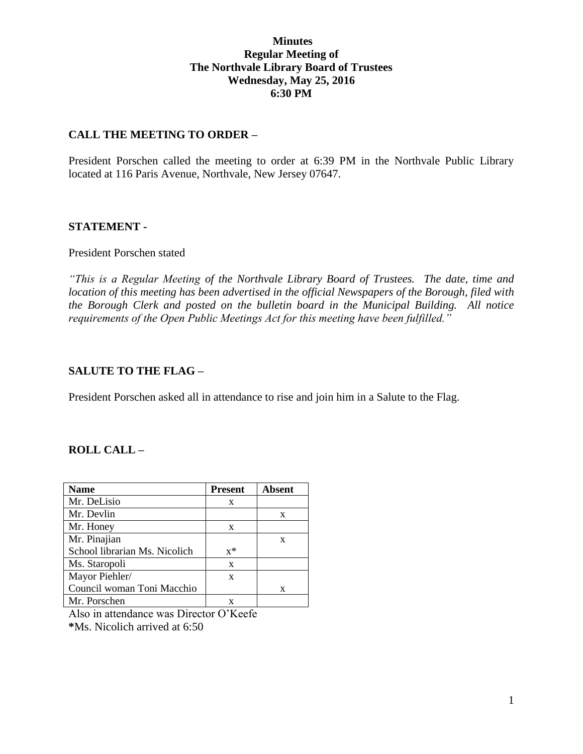**Minutes**
**Regular Meeting of**
**The Northvale Library Board of Trustees**
**Wednesday, May 25, 2016**
**6:30 PM**

## CALL THE MEETING TO ORDER –

President Porschen called the meeting to order at 6:39 PM in the Northvale Public Library located at 116 Paris Avenue, Northvale, New Jersey 07647.

## STATEMENT -

President Porschen stated

*"This is a Regular Meeting of the Northvale Library Board of Trustees. The date, time and location of this meeting has been advertised in the official Newspapers of the Borough, filed with the Borough Clerk and posted on the bulletin board in the Municipal Building. All notice requirements of the Open Public Meetings Act for this meeting have been fulfilled."*

## SALUTE TO THE FLAG –

President Porschen asked all in attendance to rise and join him in a Salute to the Flag.

## ROLL CALL –

| Name | Present | Absent |
|---|---|---|
| Mr. DeLisio | x | |
| Mr. Devlin | | x |
| Mr. Honey | x | |
| Mr. Pinajian | | x |
| School librarian Ms. Nicolich | x* | |
| Ms. Staropoli | x | |
| Mayor Piehler/ | x | |
| Council woman Toni Macchio | | x |
| Mr. Porschen | x | |

Also in attendance was Director O'Keefe

***Ms. Nicolich arrived at 6:50**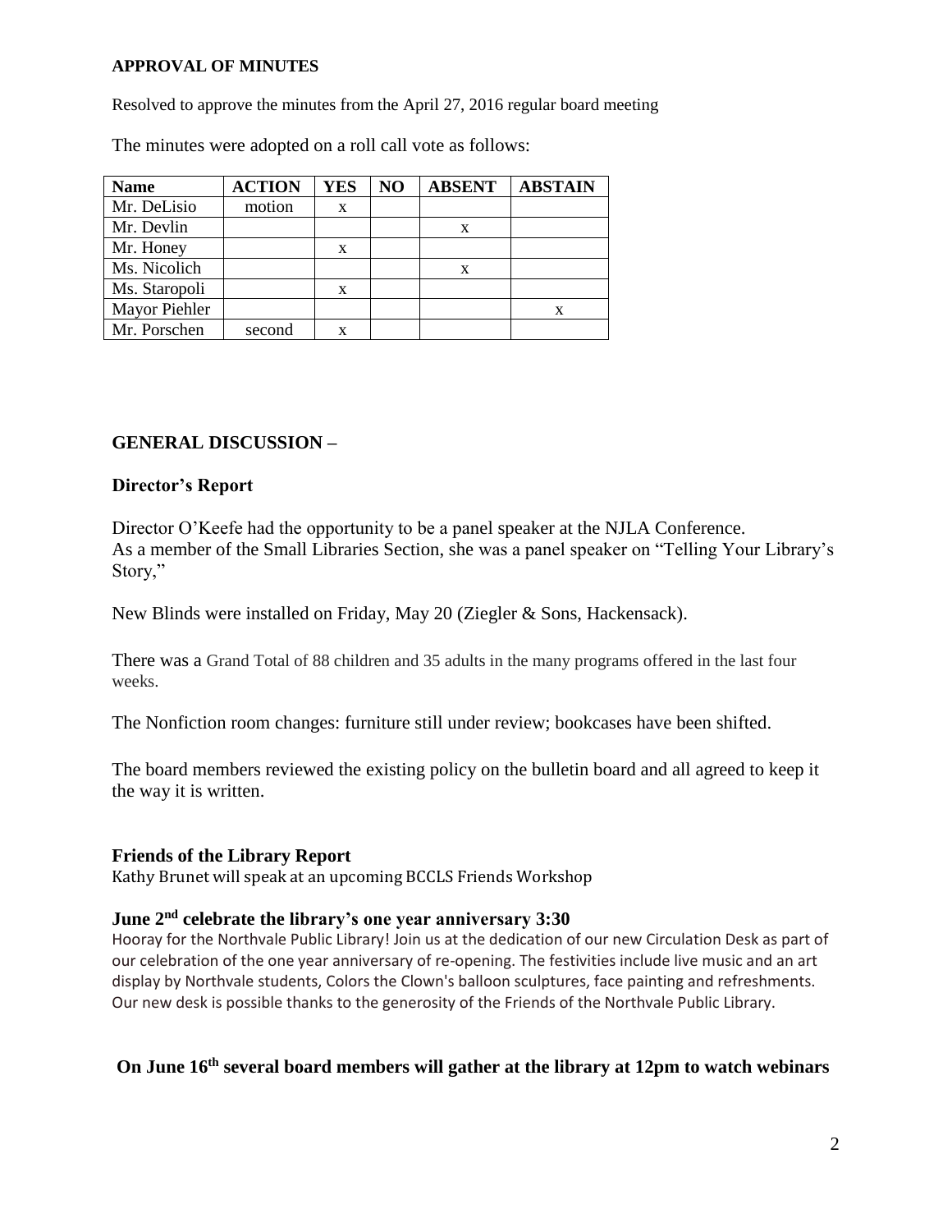**APPROVAL OF MINUTES**

Resolved to approve the minutes from the April 27, 2016 regular board meeting

The minutes were adopted on a roll call vote as follows:

| Name | ACTION | YES | NO | ABSENT | ABSTAIN |
|---|---|---|---|---|---|
| Mr. DeLisio | motion | x | | | |
| Mr. Devlin | | | | x | |
| Mr. Honey | | x | | | |
| Ms. Nicolich | | | | x | |
| Ms. Staropoli | | x | | | |
| Mayor Piehler | | | | | x |
| Mr. Porschen | second | x | | | |

**GENERAL DISCUSSION –**

**Director's Report**

Director O'Keefe had the opportunity to be a panel speaker at the NJLA Conference.
As a member of the Small Libraries Section, she was a panel speaker on "Telling Your Library's Story,"

New Blinds were installed on Friday, May 20 (Ziegler & Sons, Hackensack).

There was a Grand Total of 88 children and 35 adults in the many programs offered in the last four weeks.

The Nonfiction room changes: furniture still under review; bookcases have been shifted.

The board members reviewed the existing policy on the bulletin board and all agreed to keep it the way it is written.

**Friends of the Library Report**

Kathy Brunet will speak at an upcoming BCCLS Friends Workshop

**June 2nd celebrate the library's one year anniversary 3:30**

Hooray for the Northvale Public Library! Join us at the dedication of our new Circulation Desk as part of our celebration of the one year anniversary of re-opening. The festivities include live music and an art display by Northvale students, Colors the Clown's balloon sculptures, face painting and refreshments. Our new desk is possible thanks to the generosity of the Friends of the Northvale Public Library.

**On June 16th several board members will gather at the library at 12pm to watch webinars**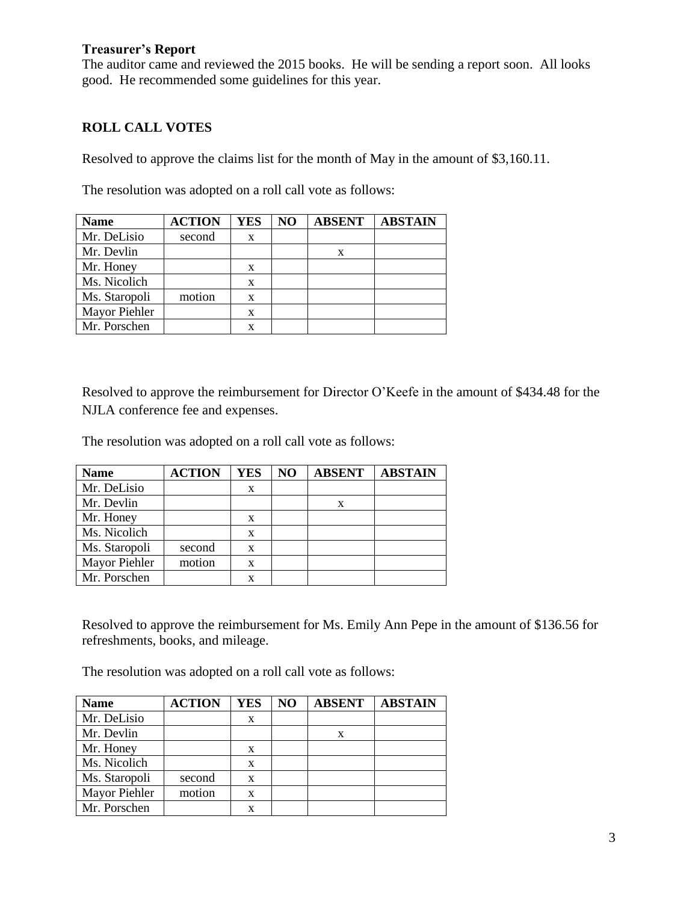**Treasurer's Report**

The auditor came and reviewed the 2015 books. He will be sending a report soon. All looks good. He recommended some guidelines for this year.

**ROLL CALL VOTES**

Resolved to approve the claims list for the month of May in the amount of $3,160.11.

The resolution was adopted on a roll call vote as follows:

| Name | ACTION | YES | NO | ABSENT | ABSTAIN |
|---|---|---|---|---|---|
| Mr. DeLisio | second | x | | | |
| Mr. Devlin | | | | x | |
| Mr. Honey | | x | | | |
| Ms. Nicolich | | x | | | |
| Ms. Staropoli | motion | x | | | |
| Mayor Piehler | | x | | | |
| Mr. Porschen | | x | | | |

Resolved to approve the reimbursement for Director O'Keefe in the amount of $434.48 for the NJLA conference fee and expenses.

The resolution was adopted on a roll call vote as follows:

| Name | ACTION | YES | NO | ABSENT | ABSTAIN |
|---|---|---|---|---|---|
| Mr. DeLisio | | x | | | |
| Mr. Devlin | | | | x | |
| Mr. Honey | | x | | | |
| Ms. Nicolich | | x | | | |
| Ms. Staropoli | second | x | | | |
| Mayor Piehler | motion | x | | | |
| Mr. Porschen | | x | | | |

Resolved to approve the reimbursement for Ms. Emily Ann Pepe in the amount of $136.56 for refreshments, books, and mileage.

The resolution was adopted on a roll call vote as follows:

| Name | ACTION | YES | NO | ABSENT | ABSTAIN |
|---|---|---|---|---|---|
| Mr. DeLisio | | x | | | |
| Mr. Devlin | | | | x | |
| Mr. Honey | | x | | | |
| Ms. Nicolich | | x | | | |
| Ms. Staropoli | second | x | | | |
| Mayor Piehler | motion | x | | | |
| Mr. Porschen | | x | | | |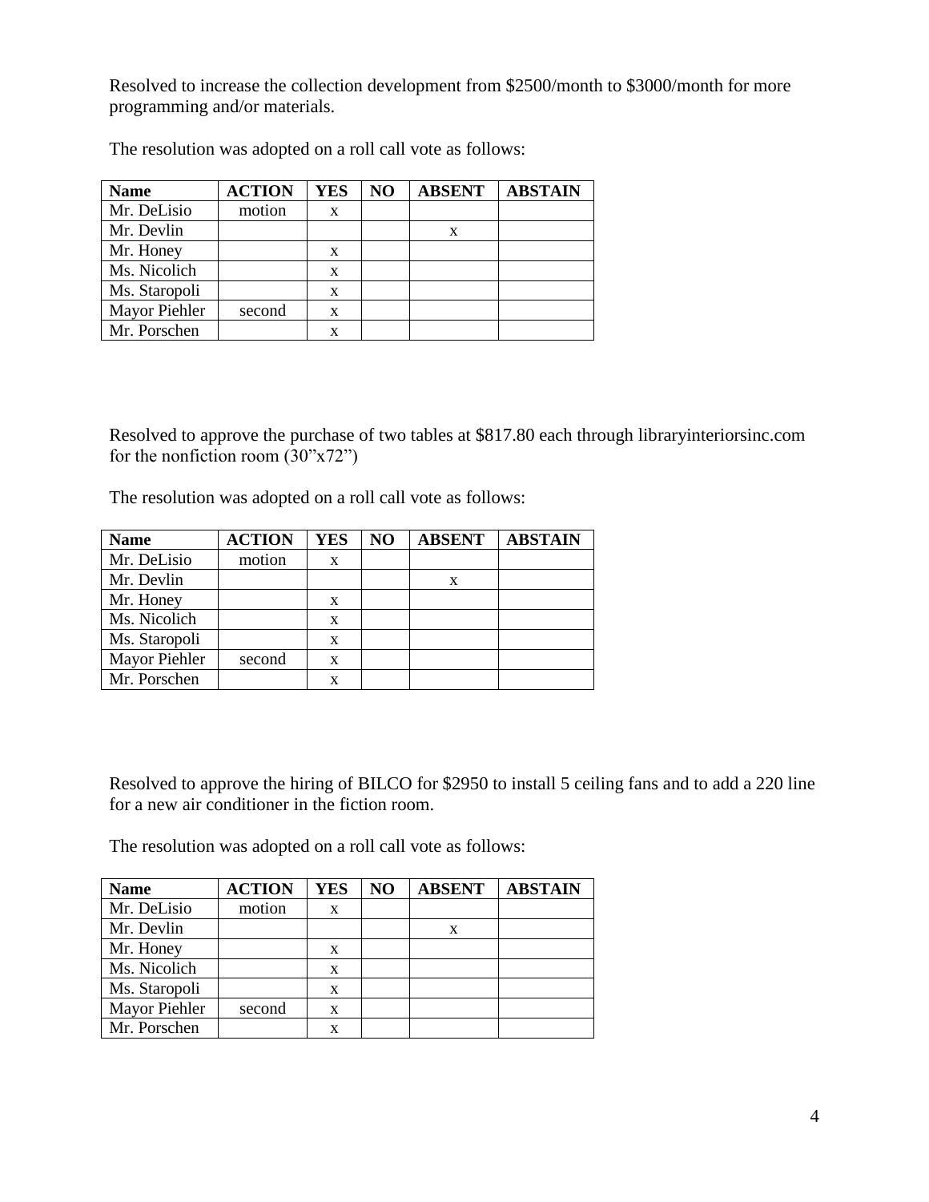Resolved to increase the collection development from $2500/month to $3000/month for more programming and/or materials.

The resolution was adopted on a roll call vote as follows:

| Name | ACTION | YES | NO | ABSENT | ABSTAIN |
|---|---|---|---|---|---|
| Mr. DeLisio | motion | x | | | |
| Mr. Devlin | | | | x | |
| Mr. Honey | | x | | | |
| Ms. Nicolich | | x | | | |
| Ms. Staropoli | | x | | | |
| Mayor Piehler | second | x | | | |
| Mr. Porschen | | x | | | |

Resolved to approve the purchase of two tables at $817.80 each through libraryinteriorsinc.com for the nonfiction room (30"x72")

The resolution was adopted on a roll call vote as follows:

| Name | ACTION | YES | NO | ABSENT | ABSTAIN |
|---|---|---|---|---|---|
| Mr. DeLisio | motion | x | | | |
| Mr. Devlin | | | | x | |
| Mr. Honey | | x | | | |
| Ms. Nicolich | | x | | | |
| Ms. Staropoli | | x | | | |
| Mayor Piehler | second | x | | | |
| Mr. Porschen | | x | | | |

Resolved to approve the hiring of BILCO for $2950 to install 5 ceiling fans and to add a 220 line for a new air conditioner in the fiction room.

The resolution was adopted on a roll call vote as follows:

| Name | ACTION | YES | NO | ABSENT | ABSTAIN |
|---|---|---|---|---|---|
| Mr. DeLisio | motion | x | | | |
| Mr. Devlin | | | | x | |
| Mr. Honey | | x | | | |
| Ms. Nicolich | | x | | | |
| Ms. Staropoli | | x | | | |
| Mayor Piehler | second | x | | | |
| Mr. Porschen | | x | | | |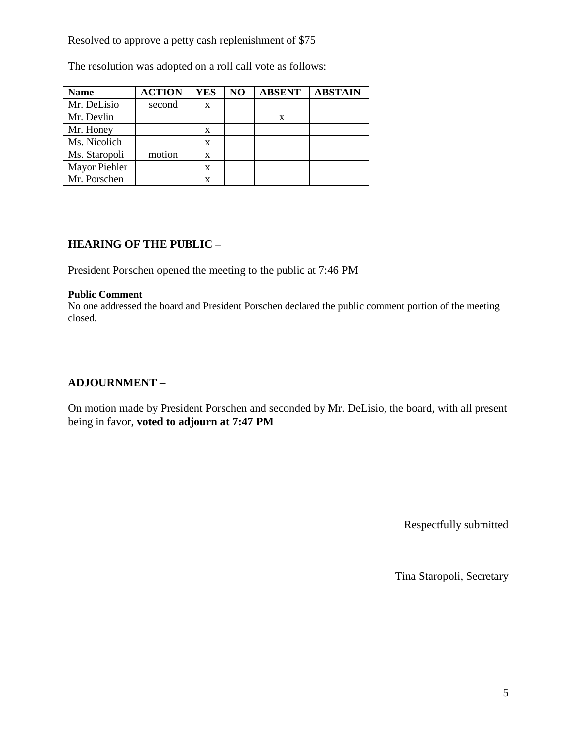Resolved to approve a petty cash replenishment of $75

The resolution was adopted on a roll call vote as follows:

| Name | ACTION | YES | NO | ABSENT | ABSTAIN |
|---|---|---|---|---|---|
| Mr. DeLisio | second | x | | | |
| Mr. Devlin | | | | x | |
| Mr. Honey | | x | | | |
| Ms. Nicolich | | x | | | |
| Ms. Staropoli | motion | x | | | |
| Mayor Piehler | | x | | | |
| Mr. Porschen | | x | | | |

## HEARING OF THE PUBLIC –

President Porschen opened the meeting to the public at 7:46 PM

**Public Comment**

No one addressed the board and President Porschen declared the public comment portion of the meeting closed.

## ADJOURNMENT –

On motion made by President Porschen and seconded by Mr. DeLisio, the board, with all present being in favor, **voted to adjourn at 7:47 PM**

Respectfully submitted

Tina Staropoli, Secretary